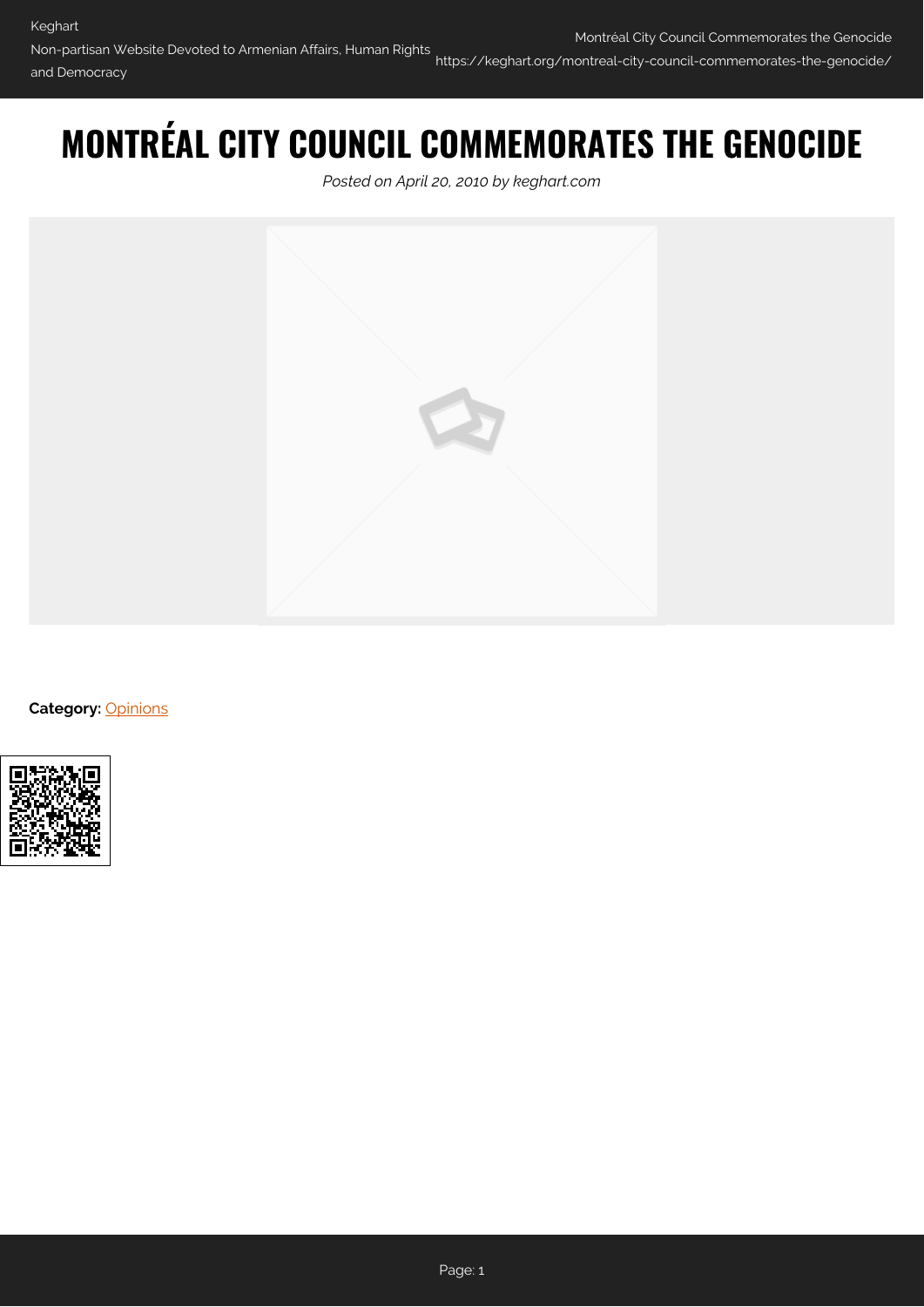# MONTRÉAL CITY COUNCIL COMMEMORATES THE GENOCIDE

*Posted on April 20, 2010 by keghart.com*

**Category:** Opinions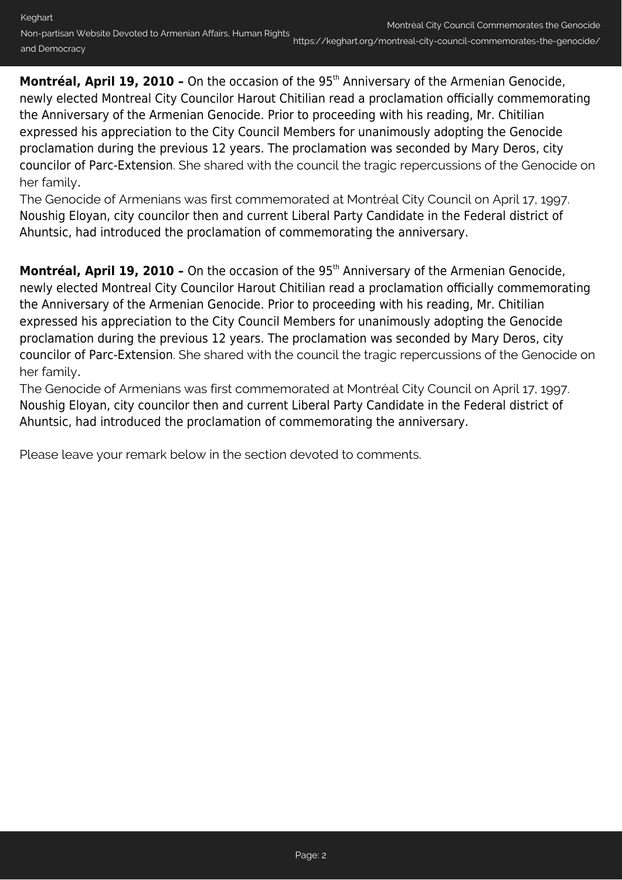**Montréal, April 19, 2010 –** On the occasion of the 95th Anniversary of the Armenian Genocide, newly elected Montreal City Councilor Harout Chitilian read a proclamation officially commemorating the Anniversary of the Armenian Genocide. Prior to proceeding with his reading, Mr. Chitilian expressed his appreciation to the City Council Members for unanimously adopting the Genocide proclamation during the previous 12 years. The proclamation was seconded by Mary Deros, city councilor of Parc-Extension. She shared with the council the tragic repercussions of the Genocide on her family.
The Genocide of Armenians was first commemorated at Montréal City Council on April 17, 1997. Noushig Eloyan, city councilor then and current Liberal Party Candidate in the Federal district of Ahuntsic, had introduced the proclamation of commemorating the anniversary.

**Montréal, April 19, 2010 –** On the occasion of the 95th Anniversary of the Armenian Genocide, newly elected Montreal City Councilor Harout Chitilian read a proclamation officially commemorating the Anniversary of the Armenian Genocide. Prior to proceeding with his reading, Mr. Chitilian expressed his appreciation to the City Council Members for unanimously adopting the Genocide proclamation during the previous 12 years. The proclamation was seconded by Mary Deros, city councilor of Parc-Extension. She shared with the council the tragic repercussions of the Genocide on her family.
The Genocide of Armenians was first commemorated at Montréal City Council on April 17, 1997. Noushig Eloyan, city councilor then and current Liberal Party Candidate in the Federal district of Ahuntsic, had introduced the proclamation of commemorating the anniversary.

Please leave your remark below in the section devoted to comments.